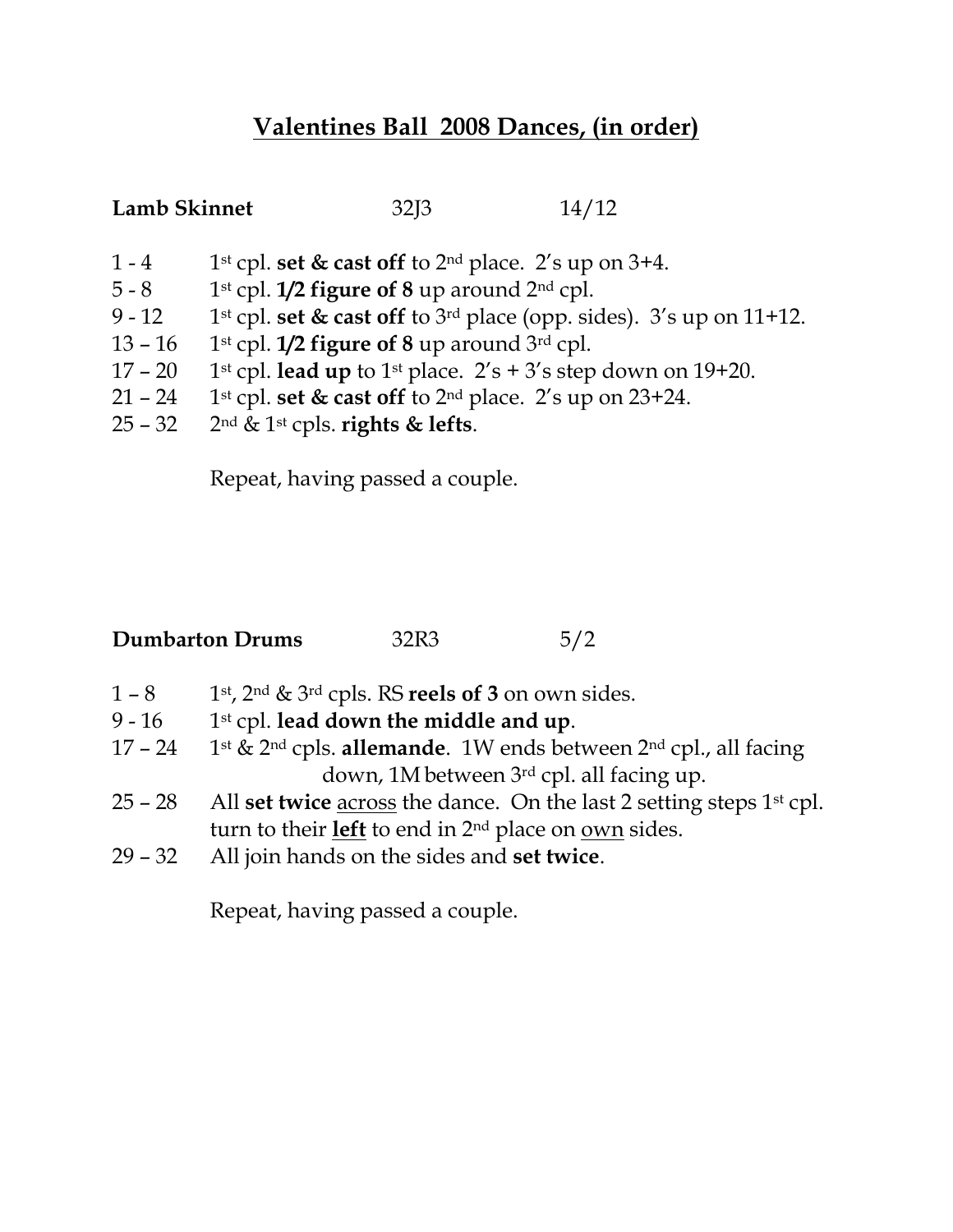# Valentines Ball 2008 Dances, (in order)

**Lamb Skinnet** 32J3 14/12

| | |
|---|---|
| 1 - 4 | 1st cpl. **set & cast off** to 2nd place. 2's up on 3+4. |
| 5 - 8 | 1st cpl. **1/2 figure of 8** up around 2nd cpl. |
| 9 - 12 | 1st cpl. **set & cast off** to 3rd place (opp. sides). 3's up on 11+12. |
| 13 – 16 | 1st cpl. **1/2 figure of 8** up around 3rd cpl. |
| 17 – 20 | 1st cpl. **lead up** to 1st place. 2's + 3's step down on 19+20. |
| 21 – 24 | 1st cpl. **set & cast off** to 2nd place. 2's up on 23+24. |
| 25 – 32 | 2nd & 1st cpls. **rights & lefts**. |

Repeat, having passed a couple.

**Dumbarton Drums** 32R3 5/2

| | |
|---|---|
| 1 – 8 | 1st, 2nd & 3rd cpls. RS **reels of 3** on own sides. |
| 9 - 16 | 1st cpl. **lead down the middle and up**. |
| 17 – 24 | 1st & 2nd cpls. **allemande**. 1W ends between 2nd cpl., all facing down, 1M between 3rd cpl. all facing up. |
| 25 – 28 | All **set twice** across the dance. On the last 2 setting steps 1st cpl. turn to their **left** to end in 2nd place on own sides. |
| 29 – 32 | All join hands on the sides and **set twice**. |

Repeat, having passed a couple.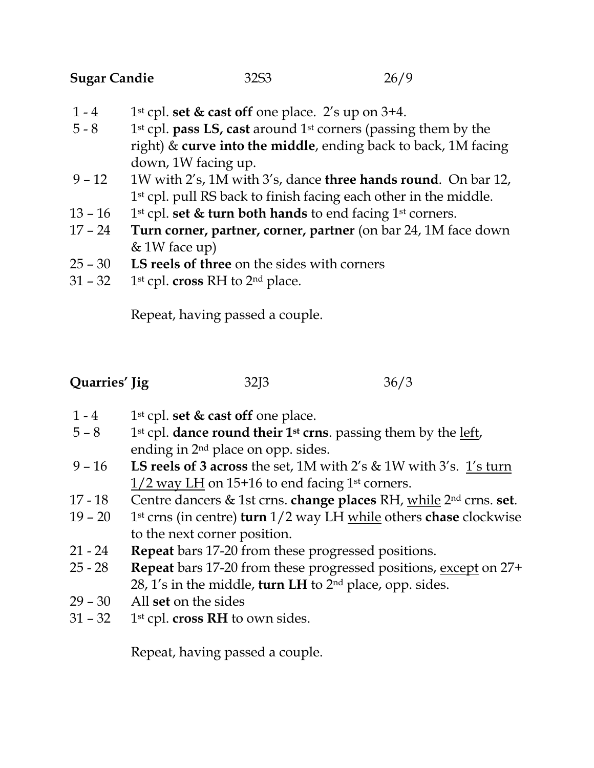**Sugar Candie** 32S3 26/9

| | |
|---|---|
| 1 - 4 | 1st cpl. **set & cast off** one place. 2's up on 3+4. |
| 5 - 8 | 1st cpl. **pass LS, cast** around 1st corners (passing them by the right) & **curve into the middle**, ending back to back, 1M facing down, 1W facing up. |
| 9 – 12 | 1W with 2's, 1M with 3's, dance **three hands round**. On bar 12, 1st cpl. pull RS back to finish facing each other in the middle. |
| 13 – 16 | 1st cpl. **set & turn both hands** to end facing 1st corners. |
| 17 – 24 | **Turn corner, partner, corner, partner** (on bar 24, 1M face down & 1W face up) |
| 25 – 30 | **LS reels of three** on the sides with corners |
| 31 – 32 | 1st cpl. **cross** RH to 2nd place. |

Repeat, having passed a couple.

**Quarries' Jig** 32J3 36/3

| | |
|---|---|
| 1 - 4 | 1st cpl. **set & cast off** one place. |
| 5 – 8 | 1st cpl. **dance round their 1st crns**. passing them by the <u>left</u>, ending in 2nd place on opp. sides. |
| 9 – 16 | **LS reels of 3 across** the set, 1M with 2's & 1W with 3's. <u>1's turn 1/2 way LH</u> on 15+16 to end facing 1st corners. |
| 17 - 18 | Centre dancers & 1st crns. **change places** RH, <u>while</u> 2nd crns. **set**. |
| 19 – 20 | 1st crns (in centre) **turn** 1/2 way LH <u>while</u> others **chase** clockwise to the next corner position. |
| 21 - 24 | **Repeat** bars 17-20 from these progressed positions. |
| 25 - 28 | **Repeat** bars 17-20 from these progressed positions, <u>except</u> on 27+ 28, 1's in the middle, **turn LH** to 2nd place, opp. sides. |
| 29 – 30 | All **set** on the sides |
| 31 – 32 | 1st cpl. **cross RH** to own sides. |

Repeat, having passed a couple.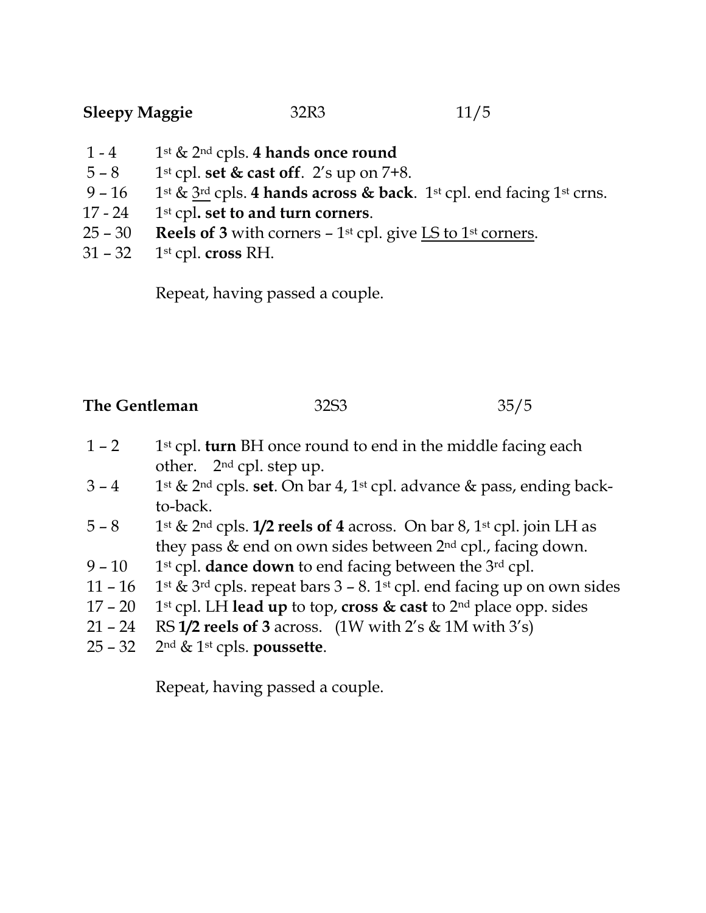**Sleepy Maggie** 32R3 11/5

| | |
|---|---|
| 1 - 4 | 1st & 2nd cpls. **4 hands once round** |
| 5 – 8 | 1st cpl. **set & cast off**. 2's up on 7+8. |
| 9 – 16 | 1st & 3rd cpls. **4 hands across & back**. 1st cpl. end facing 1st crns. |
| 17 - 24 | 1st cpl**. set to and turn corners**. |
| 25 – 30 | **Reels of 3** with corners – 1st cpl. give LS to 1st corners. |
| 31 – 32 | 1st cpl. **cross** RH. |

Repeat, having passed a couple.

**The Gentleman** 32S3 35/5

| | |
|---|---|
| 1 – 2 | 1st cpl. **turn** BH once round to end in the middle facing each other. 2nd cpl. step up. |
| 3 – 4 | 1st & 2nd cpls. **set**. On bar 4, 1st cpl. advance & pass, ending back-to-back. |
| 5 – 8 | 1st & 2nd cpls. **1/2 reels of 4** across. On bar 8, 1st cpl. join LH as they pass & end on own sides between 2nd cpl., facing down. |
| 9 – 10 | 1st cpl. **dance down** to end facing between the 3rd cpl. |
| 11 – 16 | 1st & 3rd cpls. repeat bars 3 – 8. 1st cpl. end facing up on own sides |
| 17 – 20 | 1st cpl. LH **lead up** to top, **cross & cast** to 2nd place opp. sides |
| 21 – 24 | RS **1/2 reels of 3** across. (1W with 2's & 1M with 3's) |
| 25 – 32 | 2nd & 1st cpls. **poussette**. |

Repeat, having passed a couple.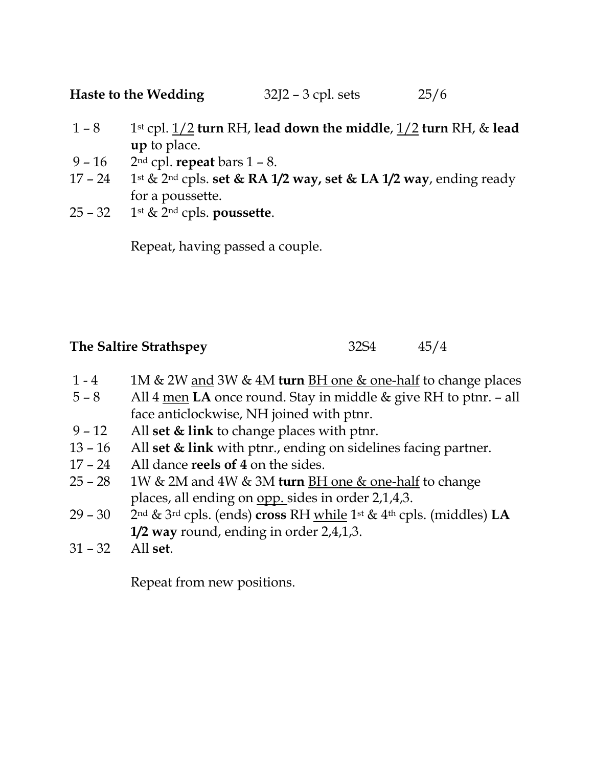**Haste to the Wedding** 32J2 – 3 cpl. sets 25/6

| | |
|---|---|
| 1 – 8 | 1st cpl. <u>1/2</u> **turn** RH, **lead down the middle**, <u>1/2</u> **turn** RH, & **lead up** to place. |
| 9 – 16 | 2nd cpl. **repeat** bars 1 – 8. |
| 17 – 24 | 1st & 2nd cpls. **set & RA 1/2 way, set & LA 1/2 way**, ending ready for a poussette. |
| 25 – 32 | 1st & 2nd cpls. **poussette**. |

Repeat, having passed a couple.

**The Saltire Strathspey** 32S4 45/4

| | |
|---|---|
| 1 - 4 | 1M & 2W <u>and</u> 3W & 4M **turn** <u>BH one & one-half</u> to change places |
| 5 – 8 | All 4 <u>men</u> **LA** once round. Stay in middle & give RH to ptnr. – all face anticlockwise, NH joined with ptnr. |
| 9 – 12 | All **set & link** to change places with ptnr. |
| 13 – 16 | All **set & link** with ptnr., ending on sidelines facing partner. |
| 17 – 24 | All dance **reels of 4** on the sides. |
| 25 – 28 | 1W & 2M and 4W & 3M **turn** <u>BH one & one-half</u> to change places, all ending on <u>opp.</u> sides in order 2,1,4,3. |
| 29 – 30 | 2nd & 3rd cpls. (ends) **cross** RH <u>while</u> 1st & 4th cpls. (middles) **LA 1/2 way** round, ending in order 2,4,1,3. |
| 31 – 32 | All **set**. |

Repeat from new positions.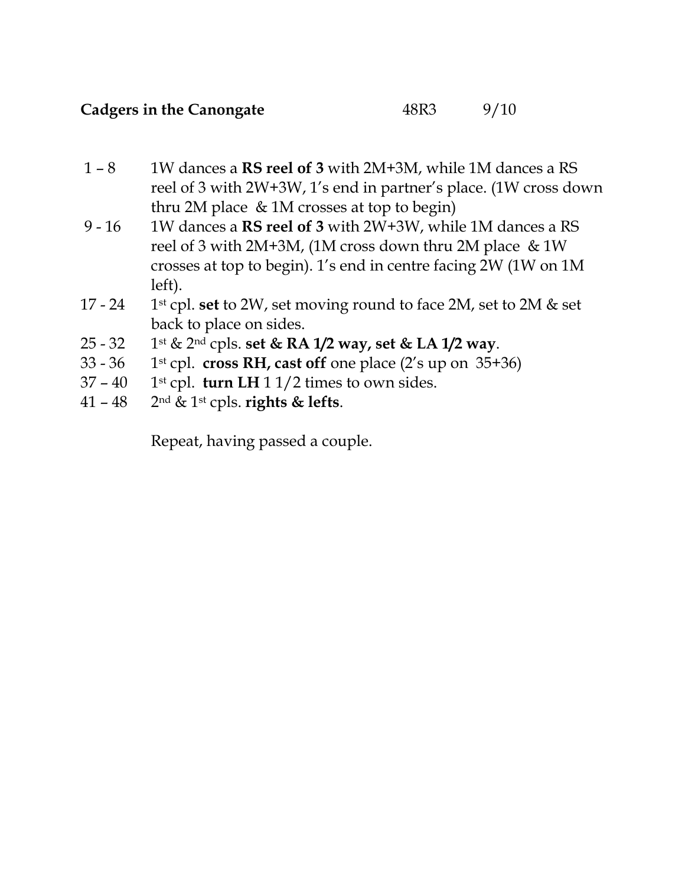**Cadgers in the Canongate** 48R3 9/10

| | |
|---|---|
| 1 – 8 | 1W dances a **RS reel of 3** with 2M+3M, while 1M dances a RS reel of 3 with 2W+3W, 1's end in partner's place. (1W cross down thru 2M place & 1M crosses at top to begin) |
| 9 - 16 | 1W dances a **RS reel of 3** with 2W+3W, while 1M dances a RS reel of 3 with 2M+3M, (1M cross down thru 2M place & 1W crosses at top to begin). 1's end in centre facing 2W (1W on 1M left). |
| 17 - 24 | 1st cpl. **set** to 2W, set moving round to face 2M, set to 2M & set back to place on sides. |
| 25 - 32 | 1st & 2nd cpls. **set & RA 1/2 way, set & LA 1/2 way**. |
| 33 - 36 | 1st cpl. **cross RH, cast off** one place (2's up on 35+36) |
| 37 – 40 | 1st cpl. **turn LH** 1 1/2 times to own sides. |
| 41 – 48 | 2nd & 1st cpls. **rights & lefts**. |

Repeat, having passed a couple.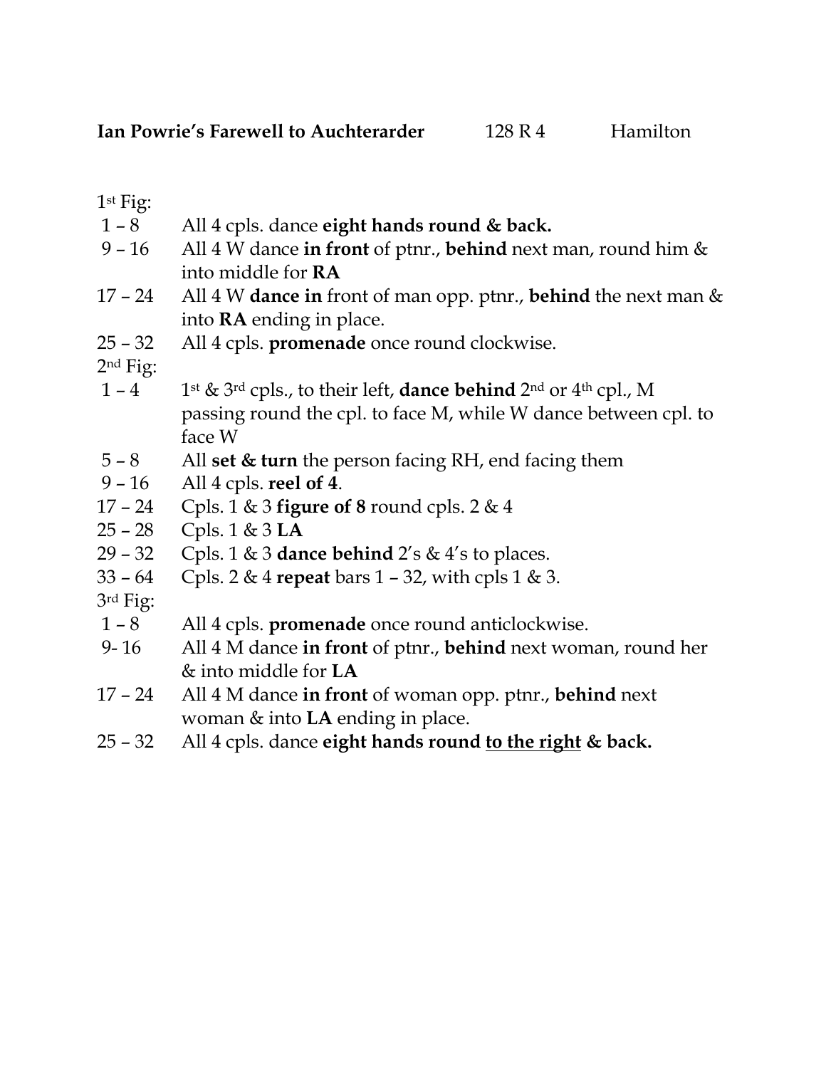**Ian Powrie's Farewell to Auchterarder** 128 R 4 Hamilton

1st Fig:

| | |
|---|---|
| 1 – 8 | All 4 cpls. dance **eight hands round & back.** |
| 9 – 16 | All 4 W dance **in front** of ptnr., **behind** next man, round him & into middle for **RA** |
| 17 – 24 | All 4 W **dance in** front of man opp. ptnr., **behind** the next man & into **RA** ending in place. |
| 25 – 32 | All 4 cpls. **promenade** once round clockwise. |

2nd Fig:

| | |
|---|---|
| 1 – 4 | 1st & 3rd cpls., to their left, **dance behind** 2nd or 4th cpl., M passing round the cpl. to face M, while W dance between cpl. to face W |
| 5 – 8 | All **set & turn** the person facing RH, end facing them |
| 9 – 16 | All 4 cpls. **reel of 4**. |
| 17 – 24 | Cpls. 1 & 3 **figure of 8** round cpls. 2 & 4 |
| 25 – 28 | Cpls. 1 & 3 **LA** |
| 29 – 32 | Cpls. 1 & 3 **dance behind** 2's & 4's to places. |
| 33 – 64 | Cpls. 2 & 4 **repeat** bars 1 – 32, with cpls 1 & 3. |

3rd Fig:

| | |
|---|---|
| 1 – 8 | All 4 cpls. **promenade** once round anticlockwise. |
| 9- 16 | All 4 M dance **in front** of ptnr., **behind** next woman, round her & into middle for **LA** |
| 17 – 24 | All 4 M dance **in front** of woman opp. ptnr., **behind** next woman & into **LA** ending in place. |
| 25 – 32 | All 4 cpls. dance **eight hands round <u>to the right</u> & back.** |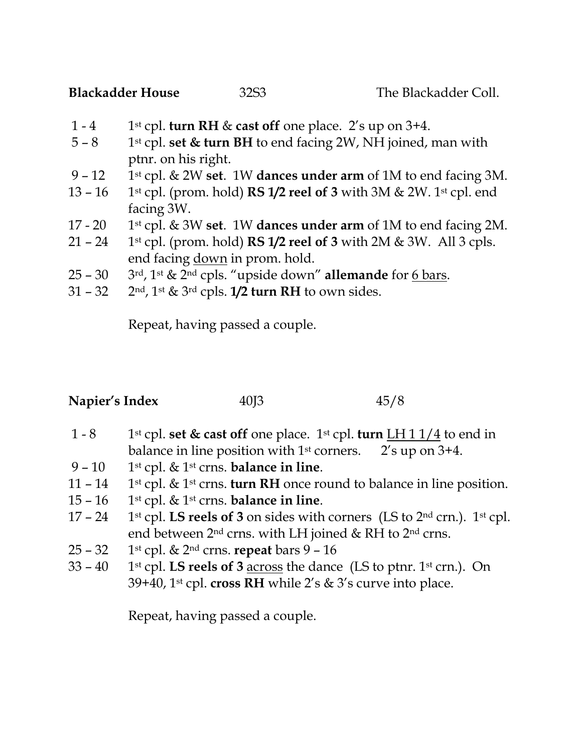**Blackadder House** 32S3 The Blackadder Coll.

| | |
|---|---|
| 1 - 4 | 1st cpl. **turn RH** & **cast off** one place. 2's up on 3+4. |
| 5 – 8 | 1st cpl. **set & turn BH** to end facing 2W, NH joined, man with ptnr. on his right. |
| 9 – 12 | 1st cpl. & 2W **set**. 1W **dances under arm** of 1M to end facing 3M. |
| 13 – 16 | 1st cpl. (prom. hold) **RS 1/2 reel of 3** with 3M & 2W. 1st cpl. end facing 3W. |
| 17 - 20 | 1st cpl. & 3W **set**. 1W **dances under arm** of 1M to end facing 2M. |
| 21 – 24 | 1st cpl. (prom. hold) **RS 1/2 reel of 3** with 2M & 3W. All 3 cpls. end facing <u>down</u> in prom. hold. |
| 25 – 30 | 3rd, 1st & 2nd cpls. "upside down" **allemande** for <u>6 bars</u>. |
| 31 – 32 | 2nd, 1st & 3rd cpls. **1/2 turn RH** to own sides. |

Repeat, having passed a couple.

**Napier's Index** 40J3 45/8

| | |
|---|---|
| 1 - 8 | 1st cpl. **set & cast off** one place. 1st cpl. **turn** <u>LH 1 1/4</u> to end in balance in line position with 1st corners. 2's up on 3+4. |
| 9 – 10 | 1st cpl. & 1st crns. **balance in line**. |
| 11 – 14 | 1st cpl. & 1st crns. **turn RH** once round to balance in line position. |
| 15 – 16 | 1st cpl. & 1st crns. **balance in line**. |
| 17 – 24 | 1st cpl. **LS reels of 3** on sides with corners (LS to 2nd crn.). 1st cpl. end between 2nd crns. with LH joined & RH to 2nd crns. |
| 25 – 32 | 1st cpl. & 2nd crns. **repeat** bars 9 – 16 |
| 33 – 40 | 1st cpl. **LS reels of 3** <u>across</u> the dance (LS to ptnr. 1st crn.). On 39+40, 1st cpl. **cross RH** while 2's & 3's curve into place. |

Repeat, having passed a couple.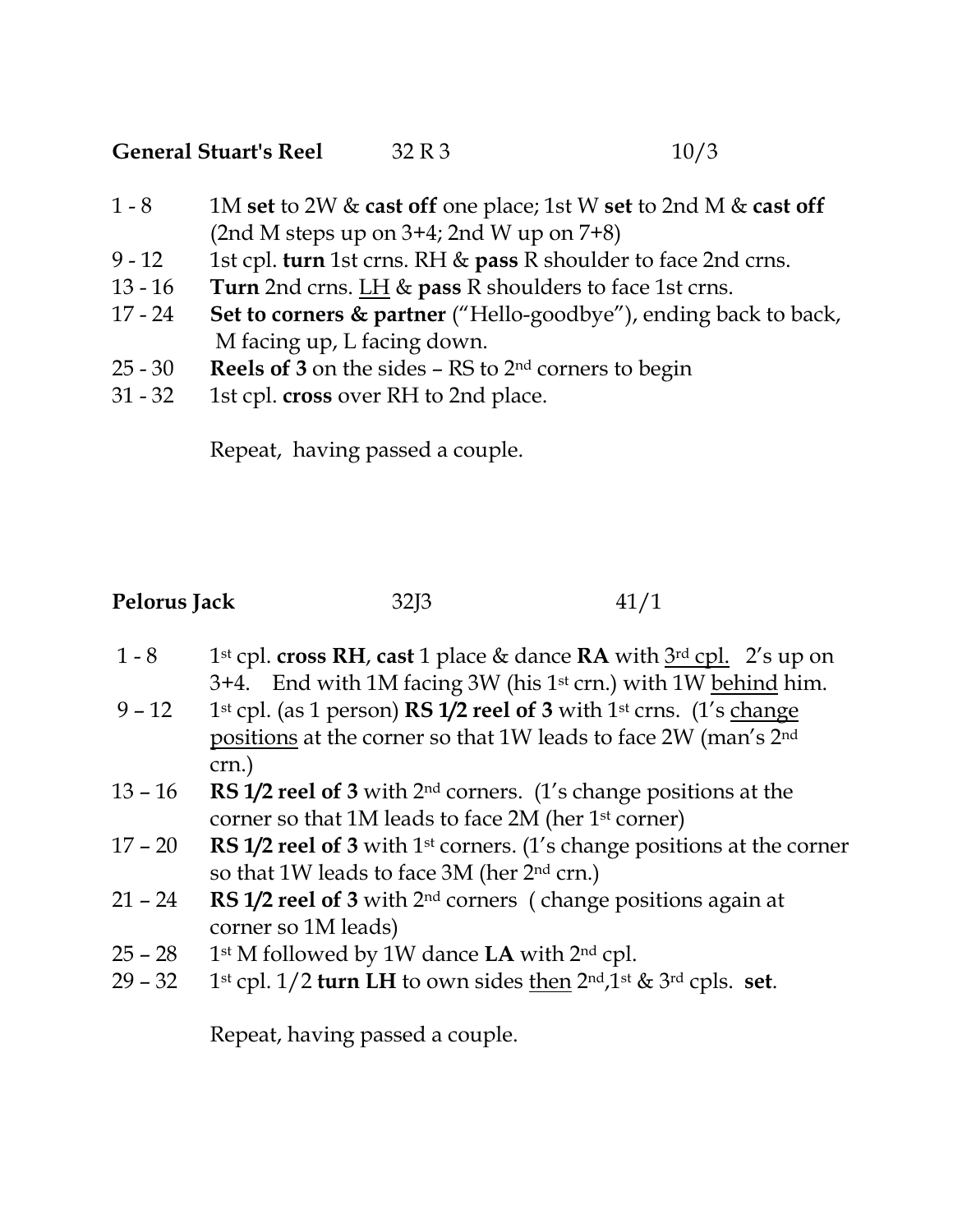**General Stuart's Reel**    32 R 3    10/3

| | |
|---|---|
| 1 - 8 | 1M **set** to 2W & **cast off** one place; 1st W **set** to 2nd M & **cast off** (2nd M steps up on 3+4; 2nd W up on 7+8) |
| 9 - 12 | 1st cpl. **turn** 1st crns. RH & **pass** R shoulder to face 2nd crns. |
| 13 - 16 | **Turn** 2nd crns. <u>LH</u> & **pass** R shoulders to face 1st crns. |
| 17 - 24 | **Set to corners & partner** ("Hello-goodbye"), ending back to back, M facing up, L facing down. |
| 25 - 30 | **Reels of 3** on the sides – RS to 2nd corners to begin |
| 31 - 32 | 1st cpl. **cross** over RH to 2nd place. |

Repeat, having passed a couple.

**Pelorus Jack**    32J3    41/1

| | |
|---|---|
| 1 - 8 | 1st cpl. **cross RH**, **cast** 1 place & dance **RA** with <u>3rd cpl.</u> 2's up on 3+4. End with 1M facing 3W (his 1st crn.) with 1W <u>behind</u> him. |
| 9 – 12 | 1st cpl. (as 1 person) **RS 1/2 reel of 3** with 1st crns. (1's <u>change positions</u> at the corner so that 1W leads to face 2W (man's 2nd crn.) |
| 13 – 16 | **RS 1/2 reel of 3** with 2nd corners. (1's change positions at the corner so that 1M leads to face 2M (her 1st corner) |
| 17 – 20 | **RS 1/2 reel of 3** with 1st corners. (1's change positions at the corner so that 1W leads to face 3M (her 2nd crn.) |
| 21 – 24 | **RS 1/2 reel of 3** with 2nd corners ( change positions again at corner so 1M leads) |
| 25 – 28 | 1st M followed by 1W dance **LA** with 2nd cpl. |
| 29 – 32 | 1st cpl. 1/2 **turn LH** to own sides <u>then</u> 2nd,1st & 3rd cpls. **set**. |

Repeat, having passed a couple.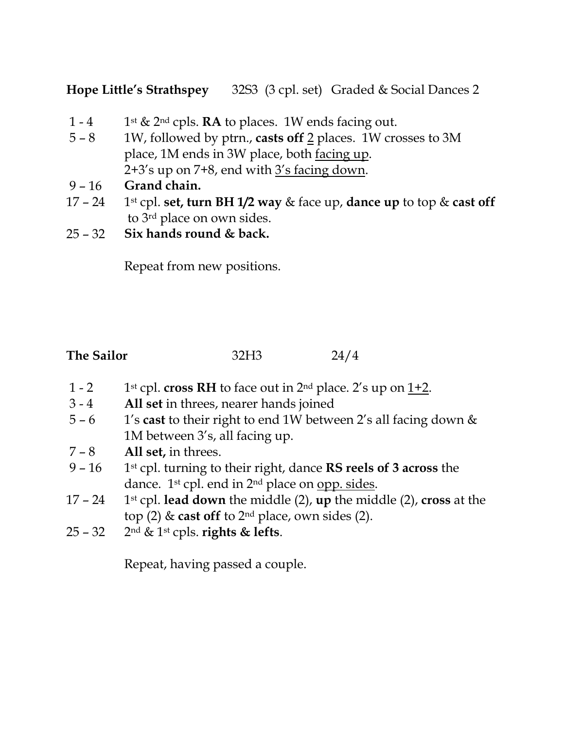**Hope Little's Strathspey** 32S3 (3 cpl. set) Graded & Social Dances 2

| | |
|---|---|
| 1 - 4 | 1st & 2nd cpls. **RA** to places. 1W ends facing out. |
| 5 – 8 | 1W, followed by ptrn., **casts off** 2 places. 1W crosses to 3M place, 1M ends in 3W place, both facing up. 2+3's up on 7+8, end with 3's facing down. |
| 9 – 16 | **Grand chain.** |
| 17 – 24 | 1st cpl. **set, turn BH 1/2 way** & face up, **dance up** to top & **cast off** to 3rd place on own sides. |
| 25 – 32 | **Six hands round & back.** |

Repeat from new positions.

**The Sailor** 32H3 24/4

| | |
|---|---|
| 1 - 2 | 1st cpl. **cross RH** to face out in 2nd place. 2's up on 1+2. |
| 3 - 4 | **All set** in threes, nearer hands joined |
| 5 – 6 | 1's **cast** to their right to end 1W between 2's all facing down & 1M between 3's, all facing up. |
| 7 – 8 | **All set,** in threes. |
| 9 – 16 | 1st cpl. turning to their right, dance **RS reels of 3 across** the dance. 1st cpl. end in 2nd place on opp. sides. |
| 17 – 24 | 1st cpl. **lead down** the middle (2), **up** the middle (2), **cross** at the top (2) & **cast off** to 2nd place, own sides (2). |
| 25 – 32 | 2nd & 1st cpls. **rights & lefts**. |

Repeat, having passed a couple.